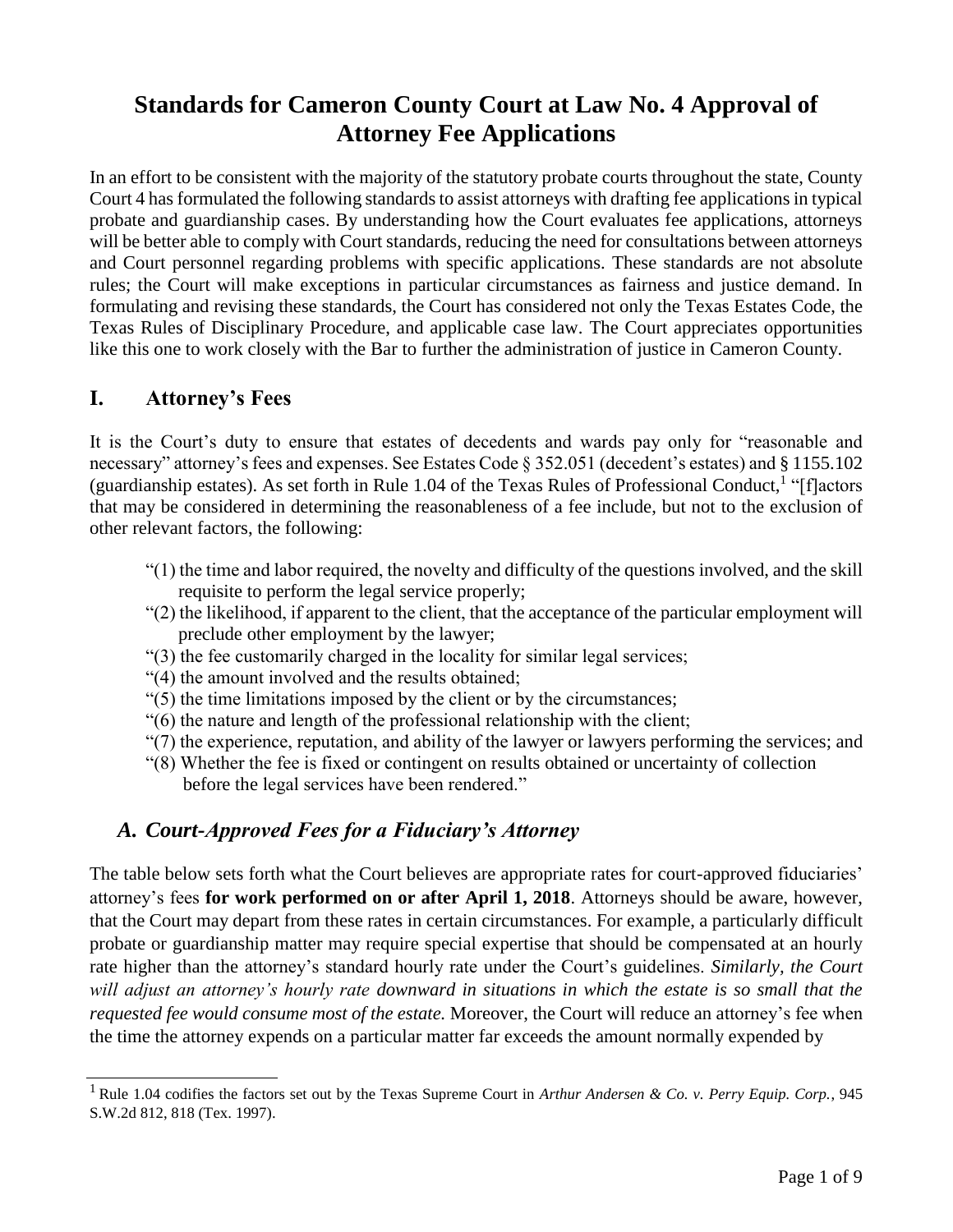# Standards for Cameron County Court at Law No. 4 Approval of Attorney Fee Applications

In an effort to be consistent with the majority of the statutory probate courts throughout the state, County Court 4 has formulated the following standards to assist attorneys with drafting fee applications in typical probate and guardianship cases. By understanding how the Court evaluates fee applications, attorneys will be better able to comply with Court standards, reducing the need for consultations between attorneys and Court personnel regarding problems with specific applications. These standards are not absolute rules; the Court will make exceptions in particular circumstances as fairness and justice demand. In formulating and revising these standards, the Court has considered not only the Texas Estates Code, the Texas Rules of Disciplinary Procedure, and applicable case law. The Court appreciates opportunities like this one to work closely with the Bar to further the administration of justice in Cameron County.

## I. Attorney's Fees

It is the Court's duty to ensure that estates of decedents and wards pay only for "reasonable and necessary" attorney's fees and expenses. See Estates Code § 352.051 (decedent's estates) and § 1155.102 (guardianship estates). As set forth in Rule 1.04 of the Texas Rules of Professional Conduct,[1] "[f]actors that may be considered in determining the reasonableness of a fee include, but not to the exclusion of other relevant factors, the following:

"(1) the time and labor required, the novelty and difficulty of the questions involved, and the skill requisite to perform the legal service properly;
"(2) the likelihood, if apparent to the client, that the acceptance of the particular employment will preclude other employment by the lawyer;
"(3) the fee customarily charged in the locality for similar legal services;
"(4) the amount involved and the results obtained;
"(5) the time limitations imposed by the client or by the circumstances;
"(6) the nature and length of the professional relationship with the client;
"(7) the experience, reputation, and ability of the lawyer or lawyers performing the services; and
"(8) Whether the fee is fixed or contingent on results obtained or uncertainty of collection before the legal services have been rendered."

### *A. Court-Approved Fees for a Fiduciary's Attorney*

The table below sets forth what the Court believes are appropriate rates for court-approved fiduciaries' attorney's fees **for work performed on or after April 1, 2018**. Attorneys should be aware, however, that the Court may depart from these rates in certain circumstances. For example, a particularly difficult probate or guardianship matter may require special expertise that should be compensated at an hourly rate higher than the attorney's standard hourly rate under the Court's guidelines. *Similarly, the Court will adjust an attorney's hourly rate downward in situations in which the estate is so small that the requested fee would consume most of the estate.* Moreover, the Court will reduce an attorney's fee when the time the attorney expends on a particular matter far exceeds the amount normally expended by

[1] Rule 1.04 codifies the factors set out by the Texas Supreme Court in *Arthur Andersen & Co. v. Perry Equip. Corp.*, 945 S.W.2d 812, 818 (Tex. 1997).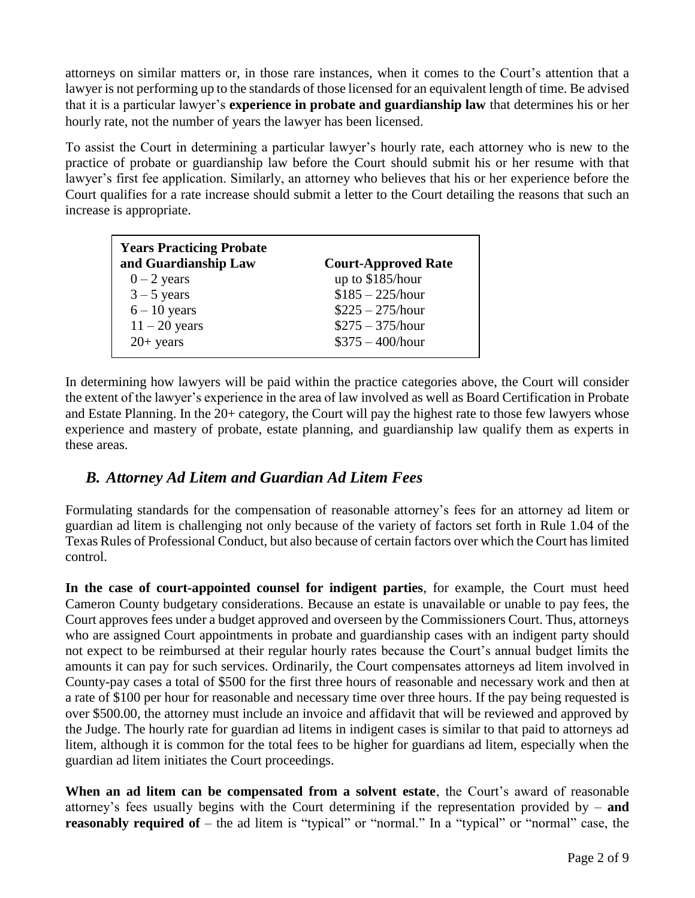attorneys on similar matters or, in those rare instances, when it comes to the Court's attention that a lawyer is not performing up to the standards of those licensed for an equivalent length of time. Be advised that it is a particular lawyer's **experience in probate and guardianship law** that determines his or her hourly rate, not the number of years the lawyer has been licensed.

To assist the Court in determining a particular lawyer's hourly rate, each attorney who is new to the practice of probate or guardianship law before the Court should submit his or her resume with that lawyer's first fee application. Similarly, an attorney who believes that his or her experience before the Court qualifies for a rate increase should submit a letter to the Court detailing the reasons that such an increase is appropriate.

| Years Practicing Probate and Guardianship Law | Court-Approved Rate |
| --- | --- |
| 0 – 2 years | up to $185/hour |
| 3 – 5 years | $185 – 225/hour |
| 6 – 10 years | $225 – 275/hour |
| 11 – 20 years | $275 – 375/hour |
| 20+ years | $375 – 400/hour |

In determining how lawyers will be paid within the practice categories above, the Court will consider the extent of the lawyer's experience in the area of law involved as well as Board Certification in Probate and Estate Planning. In the 20+ category, the Court will pay the highest rate to those few lawyers whose experience and mastery of probate, estate planning, and guardianship law qualify them as experts in these areas.

## *B. Attorney Ad Litem and Guardian Ad Litem Fees*

Formulating standards for the compensation of reasonable attorney's fees for an attorney ad litem or guardian ad litem is challenging not only because of the variety of factors set forth in Rule 1.04 of the Texas Rules of Professional Conduct, but also because of certain factors over which the Court has limited control.

**In the case of court-appointed counsel for indigent parties**, for example, the Court must heed Cameron County budgetary considerations. Because an estate is unavailable or unable to pay fees, the Court approves fees under a budget approved and overseen by the Commissioners Court. Thus, attorneys who are assigned Court appointments in probate and guardianship cases with an indigent party should not expect to be reimbursed at their regular hourly rates because the Court's annual budget limits the amounts it can pay for such services. Ordinarily, the Court compensates attorneys ad litem involved in County-pay cases a total of $500 for the first three hours of reasonable and necessary work and then at a rate of $100 per hour for reasonable and necessary time over three hours. If the pay being requested is over $500.00, the attorney must include an invoice and affidavit that will be reviewed and approved by the Judge. The hourly rate for guardian ad litems in indigent cases is similar to that paid to attorneys ad litem, although it is common for the total fees to be higher for guardians ad litem, especially when the guardian ad litem initiates the Court proceedings.

**When an ad litem can be compensated from a solvent estate**, the Court's award of reasonable attorney's fees usually begins with the Court determining if the representation provided by – **and reasonably required of** – the ad litem is "typical" or "normal." In a "typical" or "normal" case, the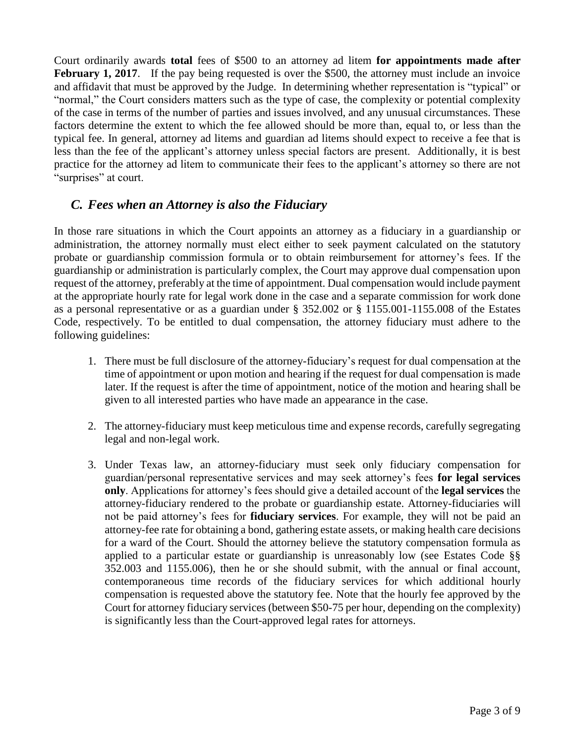Court ordinarily awards **total** fees of $500 to an attorney ad litem **for appointments made after February 1, 2017**. If the pay being requested is over the $500, the attorney must include an invoice and affidavit that must be approved by the Judge. In determining whether representation is "typical" or "normal," the Court considers matters such as the type of case, the complexity or potential complexity of the case in terms of the number of parties and issues involved, and any unusual circumstances. These factors determine the extent to which the fee allowed should be more than, equal to, or less than the typical fee. In general, attorney ad litems and guardian ad litems should expect to receive a fee that is less than the fee of the applicant's attorney unless special factors are present. Additionally, it is best practice for the attorney ad litem to communicate their fees to the applicant's attorney so there are not "surprises" at court.

## *C. Fees when an Attorney is also the Fiduciary*

In those rare situations in which the Court appoints an attorney as a fiduciary in a guardianship or administration, the attorney normally must elect either to seek payment calculated on the statutory probate or guardianship commission formula or to obtain reimbursement for attorney's fees. If the guardianship or administration is particularly complex, the Court may approve dual compensation upon request of the attorney, preferably at the time of appointment. Dual compensation would include payment at the appropriate hourly rate for legal work done in the case and a separate commission for work done as a personal representative or as a guardian under § 352.002 or § 1155.001-1155.008 of the Estates Code, respectively. To be entitled to dual compensation, the attorney fiduciary must adhere to the following guidelines:

1. There must be full disclosure of the attorney-fiduciary's request for dual compensation at the time of appointment or upon motion and hearing if the request for dual compensation is made later. If the request is after the time of appointment, notice of the motion and hearing shall be given to all interested parties who have made an appearance in the case.

2. The attorney-fiduciary must keep meticulous time and expense records, carefully segregating legal and non-legal work.

3. Under Texas law, an attorney-fiduciary must seek only fiduciary compensation for guardian/personal representative services and may seek attorney's fees **for legal services only**. Applications for attorney's fees should give a detailed account of the **legal services** the attorney-fiduciary rendered to the probate or guardianship estate. Attorney-fiduciaries will not be paid attorney's fees for **fiduciary services**. For example, they will not be paid an attorney-fee rate for obtaining a bond, gathering estate assets, or making health care decisions for a ward of the Court. Should the attorney believe the statutory compensation formula as applied to a particular estate or guardianship is unreasonably low (see Estates Code §§ 352.003 and 1155.006), then he or she should submit, with the annual or final account, contemporaneous time records of the fiduciary services for which additional hourly compensation is requested above the statutory fee. Note that the hourly fee approved by the Court for attorney fiduciary services (between $50-75 per hour, depending on the complexity) is significantly less than the Court-approved legal rates for attorneys.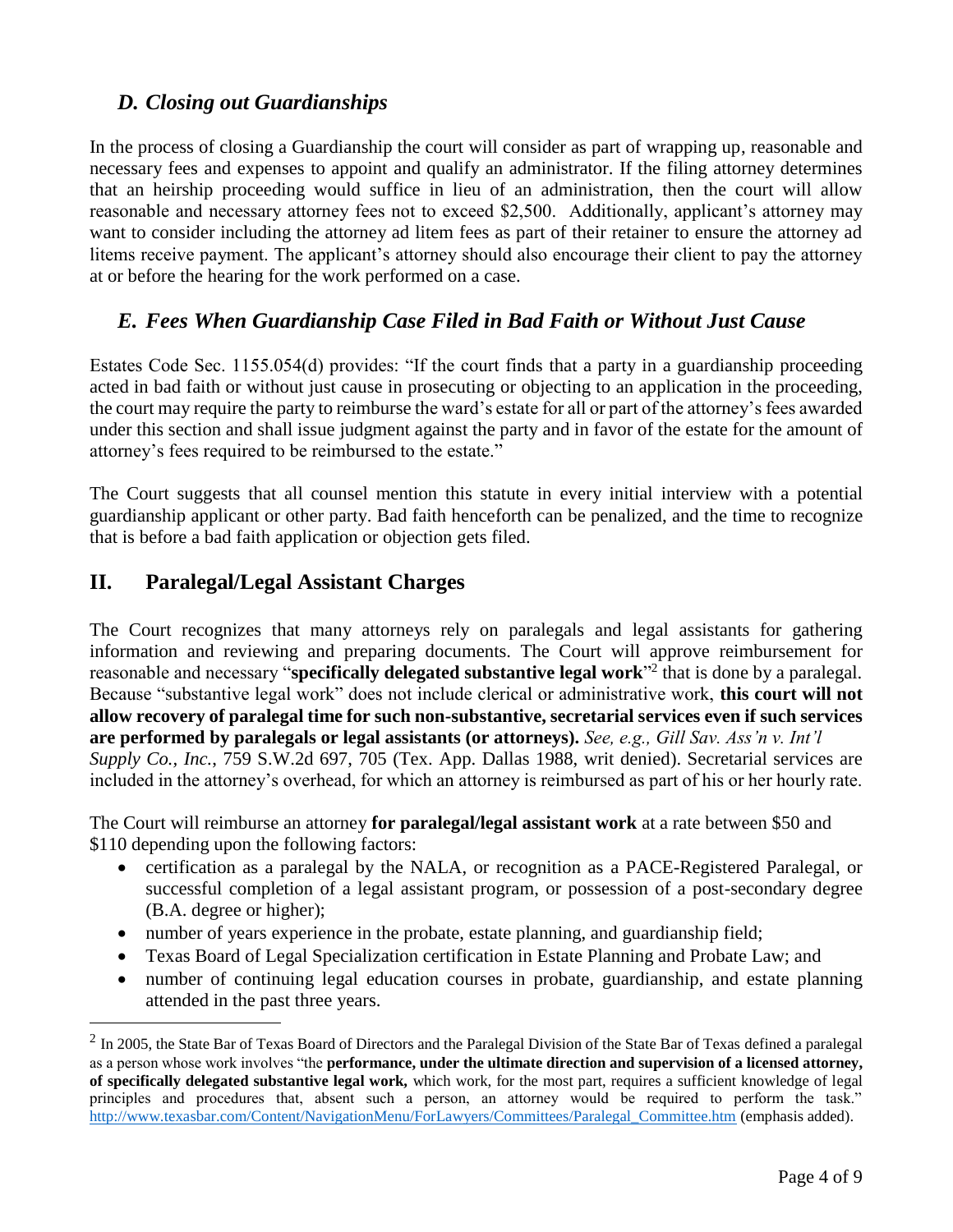### *D. Closing out Guardianships*

In the process of closing a Guardianship the court will consider as part of wrapping up, reasonable and necessary fees and expenses to appoint and qualify an administrator. If the filing attorney determines that an heirship proceeding would suffice in lieu of an administration, then the court will allow reasonable and necessary attorney fees not to exceed $2,500. Additionally, applicant's attorney may want to consider including the attorney ad litem fees as part of their retainer to ensure the attorney ad litems receive payment. The applicant's attorney should also encourage their client to pay the attorney at or before the hearing for the work performed on a case.

### *E. Fees When Guardianship Case Filed in Bad Faith or Without Just Cause*

Estates Code Sec. 1155.054(d) provides: "If the court finds that a party in a guardianship proceeding acted in bad faith or without just cause in prosecuting or objecting to an application in the proceeding, the court may require the party to reimburse the ward's estate for all or part of the attorney's fees awarded under this section and shall issue judgment against the party and in favor of the estate for the amount of attorney's fees required to be reimbursed to the estate."

The Court suggests that all counsel mention this statute in every initial interview with a potential guardianship applicant or other party. Bad faith henceforth can be penalized, and the time to recognize that is before a bad faith application or objection gets filed.

## II. Paralegal/Legal Assistant Charges

The Court recognizes that many attorneys rely on paralegals and legal assistants for gathering information and reviewing and preparing documents. The Court will approve reimbursement for reasonable and necessary "**specifically delegated substantive legal work**"[2] that is done by a paralegal. Because "substantive legal work" does not include clerical or administrative work, **this court will not allow recovery of paralegal time for such non-substantive, secretarial services even if such services are performed by paralegals or legal assistants (or attorneys).** *See, e.g., Gill Sav. Ass'n v. Int'l Supply Co., Inc.*, 759 S.W.2d 697, 705 (Tex. App. Dallas 1988, writ denied). Secretarial services are included in the attorney's overhead, for which an attorney is reimbursed as part of his or her hourly rate.

The Court will reimburse an attorney **for paralegal/legal assistant work** at a rate between $50 and $110 depending upon the following factors:

- certification as a paralegal by the NALA, or recognition as a PACE-Registered Paralegal, or successful completion of a legal assistant program, or possession of a post-secondary degree (B.A. degree or higher);
- number of years experience in the probate, estate planning, and guardianship field;
- Texas Board of Legal Specialization certification in Estate Planning and Probate Law; and
- number of continuing legal education courses in probate, guardianship, and estate planning attended in the past three years.

---

[2] In 2005, the State Bar of Texas Board of Directors and the Paralegal Division of the State Bar of Texas defined a paralegal as a person whose work involves "the **performance, under the ultimate direction and supervision of a licensed attorney, of specifically delegated substantive legal work,** which work, for the most part, requires a sufficient knowledge of legal principles and procedures that, absent such a person, an attorney would be required to perform the task." http://www.texasbar.com/Content/NavigationMenu/ForLawyers/Committees/Paralegal_Committee.htm (emphasis added).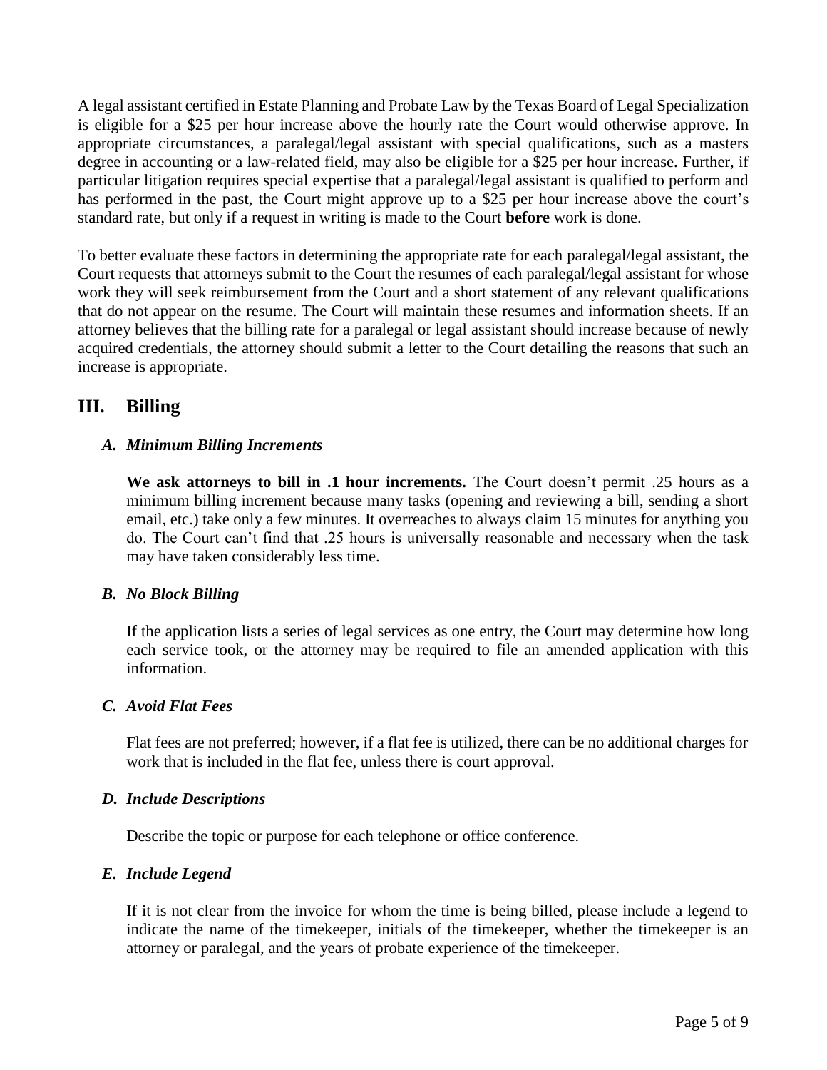A legal assistant certified in Estate Planning and Probate Law by the Texas Board of Legal Specialization is eligible for a $25 per hour increase above the hourly rate the Court would otherwise approve. In appropriate circumstances, a paralegal/legal assistant with special qualifications, such as a masters degree in accounting or a law-related field, may also be eligible for a $25 per hour increase. Further, if particular litigation requires special expertise that a paralegal/legal assistant is qualified to perform and has performed in the past, the Court might approve up to a $25 per hour increase above the court's standard rate, but only if a request in writing is made to the Court **before** work is done.

To better evaluate these factors in determining the appropriate rate for each paralegal/legal assistant, the Court requests that attorneys submit to the Court the resumes of each paralegal/legal assistant for whose work they will seek reimbursement from the Court and a short statement of any relevant qualifications that do not appear on the resume. The Court will maintain these resumes and information sheets. If an attorney believes that the billing rate for a paralegal or legal assistant should increase because of newly acquired credentials, the attorney should submit a letter to the Court detailing the reasons that such an increase is appropriate.

## III. Billing

### *A. Minimum Billing Increments*

**We ask attorneys to bill in .1 hour increments.** The Court doesn't permit .25 hours as a minimum billing increment because many tasks (opening and reviewing a bill, sending a short email, etc.) take only a few minutes. It overreaches to always claim 15 minutes for anything you do. The Court can't find that .25 hours is universally reasonable and necessary when the task may have taken considerably less time.

### *B. No Block Billing*

If the application lists a series of legal services as one entry, the Court may determine how long each service took, or the attorney may be required to file an amended application with this information.

### *C. Avoid Flat Fees*

Flat fees are not preferred; however, if a flat fee is utilized, there can be no additional charges for work that is included in the flat fee, unless there is court approval.

### *D. Include Descriptions*

Describe the topic or purpose for each telephone or office conference.

### *E. Include Legend*

If it is not clear from the invoice for whom the time is being billed, please include a legend to indicate the name of the timekeeper, initials of the timekeeper, whether the timekeeper is an attorney or paralegal, and the years of probate experience of the timekeeper.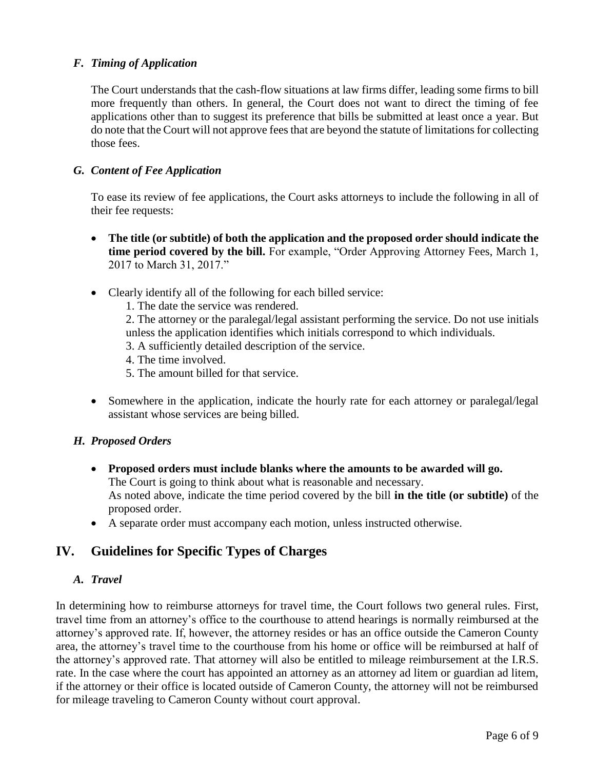### *F. Timing of Application*

The Court understands that the cash-flow situations at law firms differ, leading some firms to bill more frequently than others. In general, the Court does not want to direct the timing of fee applications other than to suggest its preference that bills be submitted at least once a year. But do note that the Court will not approve fees that are beyond the statute of limitations for collecting those fees.

### *G. Content of Fee Application*

To ease its review of fee applications, the Court asks attorneys to include the following in all of their fee requests:

- **The title (or subtitle) of both the application and the proposed order should indicate the time period covered by the bill.** For example, "Order Approving Attorney Fees, March 1, 2017 to March 31, 2017."

- Clearly identify all of the following for each billed service:
  1. The date the service was rendered.
  2. The attorney or the paralegal/legal assistant performing the service. Do not use initials unless the application identifies which initials correspond to which individuals.
  3. A sufficiently detailed description of the service.
  4. The time involved.
  5. The amount billed for that service.

- Somewhere in the application, indicate the hourly rate for each attorney or paralegal/legal assistant whose services are being billed.

### *H. Proposed Orders*

- **Proposed orders must include blanks where the amounts to be awarded will go.**
  The Court is going to think about what is reasonable and necessary.
  As noted above, indicate the time period covered by the bill **in the title (or subtitle)** of the proposed order.
- A separate order must accompany each motion, unless instructed otherwise.

## IV. Guidelines for Specific Types of Charges

### *A. Travel*

In determining how to reimburse attorneys for travel time, the Court follows two general rules. First, travel time from an attorney's office to the courthouse to attend hearings is normally reimbursed at the attorney's approved rate. If, however, the attorney resides or has an office outside the Cameron County area, the attorney's travel time to the courthouse from his home or office will be reimbursed at half of the attorney's approved rate. That attorney will also be entitled to mileage reimbursement at the I.R.S. rate. In the case where the court has appointed an attorney as an attorney ad litem or guardian ad litem, if the attorney or their office is located outside of Cameron County, the attorney will not be reimbursed for mileage traveling to Cameron County without court approval.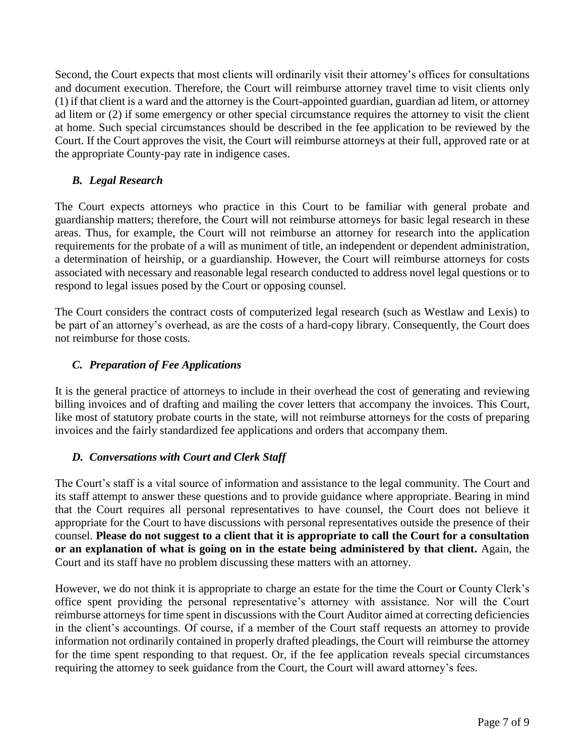Second, the Court expects that most clients will ordinarily visit their attorney's offices for consultations and document execution. Therefore, the Court will reimburse attorney travel time to visit clients only (1) if that client is a ward and the attorney is the Court-appointed guardian, guardian ad litem, or attorney ad litem or (2) if some emergency or other special circumstance requires the attorney to visit the client at home. Such special circumstances should be described in the fee application to be reviewed by the Court. If the Court approves the visit, the Court will reimburse attorneys at their full, approved rate or at the appropriate County-pay rate in indigence cases.

### *B. Legal Research*

The Court expects attorneys who practice in this Court to be familiar with general probate and guardianship matters; therefore, the Court will not reimburse attorneys for basic legal research in these areas. Thus, for example, the Court will not reimburse an attorney for research into the application requirements for the probate of a will as muniment of title, an independent or dependent administration, a determination of heirship, or a guardianship. However, the Court will reimburse attorneys for costs associated with necessary and reasonable legal research conducted to address novel legal questions or to respond to legal issues posed by the Court or opposing counsel.

The Court considers the contract costs of computerized legal research (such as Westlaw and Lexis) to be part of an attorney's overhead, as are the costs of a hard-copy library. Consequently, the Court does not reimburse for those costs.

### *C. Preparation of Fee Applications*

It is the general practice of attorneys to include in their overhead the cost of generating and reviewing billing invoices and of drafting and mailing the cover letters that accompany the invoices. This Court, like most of statutory probate courts in the state, will not reimburse attorneys for the costs of preparing invoices and the fairly standardized fee applications and orders that accompany them.

### *D. Conversations with Court and Clerk Staff*

The Court's staff is a vital source of information and assistance to the legal community. The Court and its staff attempt to answer these questions and to provide guidance where appropriate. Bearing in mind that the Court requires all personal representatives to have counsel, the Court does not believe it appropriate for the Court to have discussions with personal representatives outside the presence of their counsel. **Please do not suggest to a client that it is appropriate to call the Court for a consultation or an explanation of what is going on in the estate being administered by that client.** Again, the Court and its staff have no problem discussing these matters with an attorney.

However, we do not think it is appropriate to charge an estate for the time the Court or County Clerk's office spent providing the personal representative's attorney with assistance. Nor will the Court reimburse attorneys for time spent in discussions with the Court Auditor aimed at correcting deficiencies in the client's accountings. Of course, if a member of the Court staff requests an attorney to provide information not ordinarily contained in properly drafted pleadings, the Court will reimburse the attorney for the time spent responding to that request. Or, if the fee application reveals special circumstances requiring the attorney to seek guidance from the Court, the Court will award attorney's fees.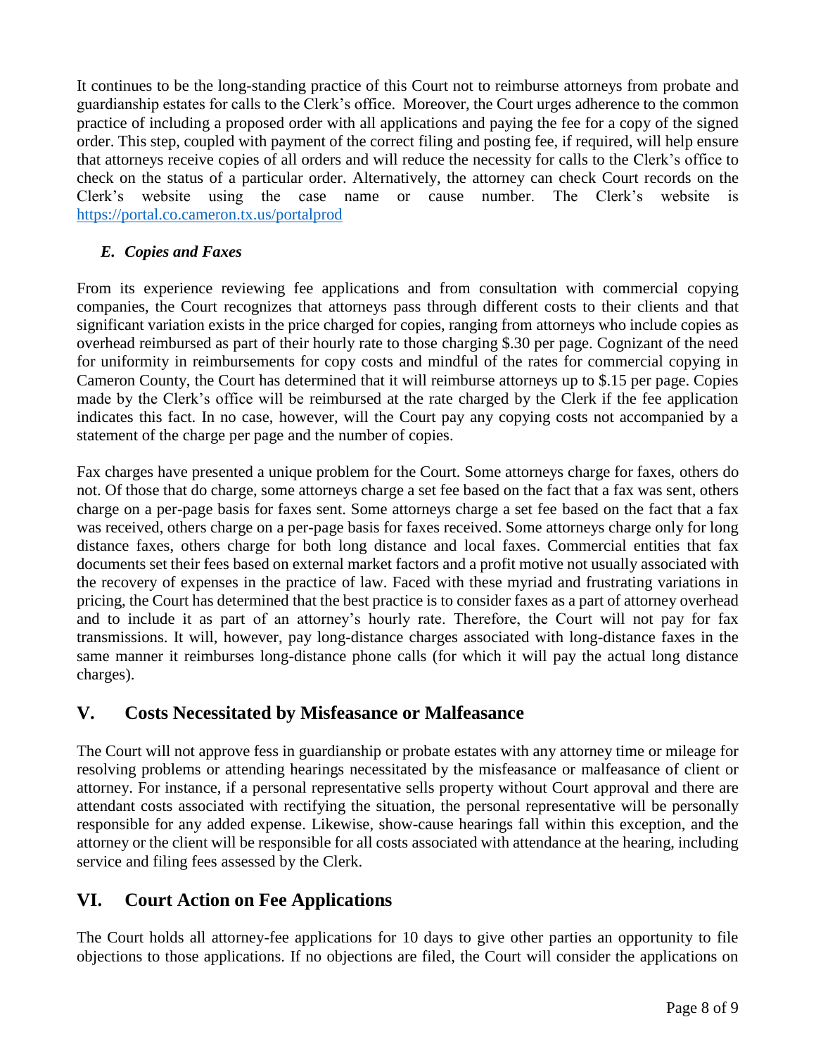It continues to be the long-standing practice of this Court not to reimburse attorneys from probate and guardianship estates for calls to the Clerk's office. Moreover, the Court urges adherence to the common practice of including a proposed order with all applications and paying the fee for a copy of the signed order. This step, coupled with payment of the correct filing and posting fee, if required, will help ensure that attorneys receive copies of all orders and will reduce the necessity for calls to the Clerk's office to check on the status of a particular order. Alternatively, the attorney can check Court records on the Clerk's website using the case name or cause number. The Clerk's website is https://portal.co.cameron.tx.us/portalprod

### *E. Copies and Faxes*

From its experience reviewing fee applications and from consultation with commercial copying companies, the Court recognizes that attorneys pass through different costs to their clients and that significant variation exists in the price charged for copies, ranging from attorneys who include copies as overhead reimbursed as part of their hourly rate to those charging $.30 per page. Cognizant of the need for uniformity in reimbursements for copy costs and mindful of the rates for commercial copying in Cameron County, the Court has determined that it will reimburse attorneys up to $.15 per page. Copies made by the Clerk's office will be reimbursed at the rate charged by the Clerk if the fee application indicates this fact. In no case, however, will the Court pay any copying costs not accompanied by a statement of the charge per page and the number of copies.

Fax charges have presented a unique problem for the Court. Some attorneys charge for faxes, others do not. Of those that do charge, some attorneys charge a set fee based on the fact that a fax was sent, others charge on a per-page basis for faxes sent. Some attorneys charge a set fee based on the fact that a fax was received, others charge on a per-page basis for faxes received. Some attorneys charge only for long distance faxes, others charge for both long distance and local faxes. Commercial entities that fax documents set their fees based on external market factors and a profit motive not usually associated with the recovery of expenses in the practice of law. Faced with these myriad and frustrating variations in pricing, the Court has determined that the best practice is to consider faxes as a part of attorney overhead and to include it as part of an attorney's hourly rate. Therefore, the Court will not pay for fax transmissions. It will, however, pay long-distance charges associated with long-distance faxes in the same manner it reimburses long-distance phone calls (for which it will pay the actual long distance charges).

## V. Costs Necessitated by Misfeasance or Malfeasance

The Court will not approve fess in guardianship or probate estates with any attorney time or mileage for resolving problems or attending hearings necessitated by the misfeasance or malfeasance of client or attorney. For instance, if a personal representative sells property without Court approval and there are attendant costs associated with rectifying the situation, the personal representative will be personally responsible for any added expense. Likewise, show-cause hearings fall within this exception, and the attorney or the client will be responsible for all costs associated with attendance at the hearing, including service and filing fees assessed by the Clerk.

## VI. Court Action on Fee Applications

The Court holds all attorney-fee applications for 10 days to give other parties an opportunity to file objections to those applications. If no objections are filed, the Court will consider the applications on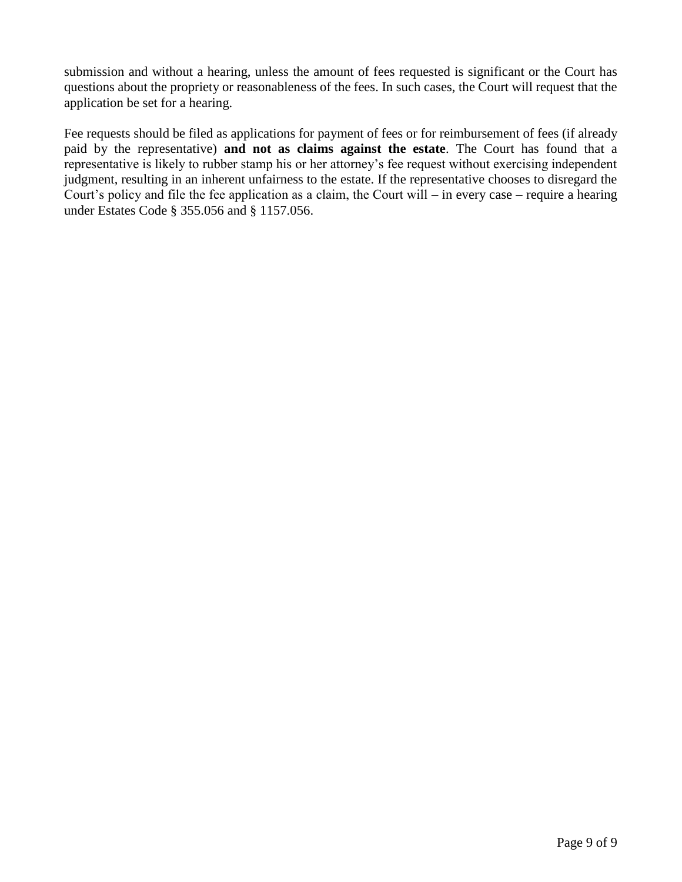submission and without a hearing, unless the amount of fees requested is significant or the Court has questions about the propriety or reasonableness of the fees. In such cases, the Court will request that the application be set for a hearing.

Fee requests should be filed as applications for payment of fees or for reimbursement of fees (if already paid by the representative) **and not as claims against the estate**. The Court has found that a representative is likely to rubber stamp his or her attorney's fee request without exercising independent judgment, resulting in an inherent unfairness to the estate. If the representative chooses to disregard the Court's policy and file the fee application as a claim, the Court will – in every case – require a hearing under Estates Code § 355.056 and § 1157.056.